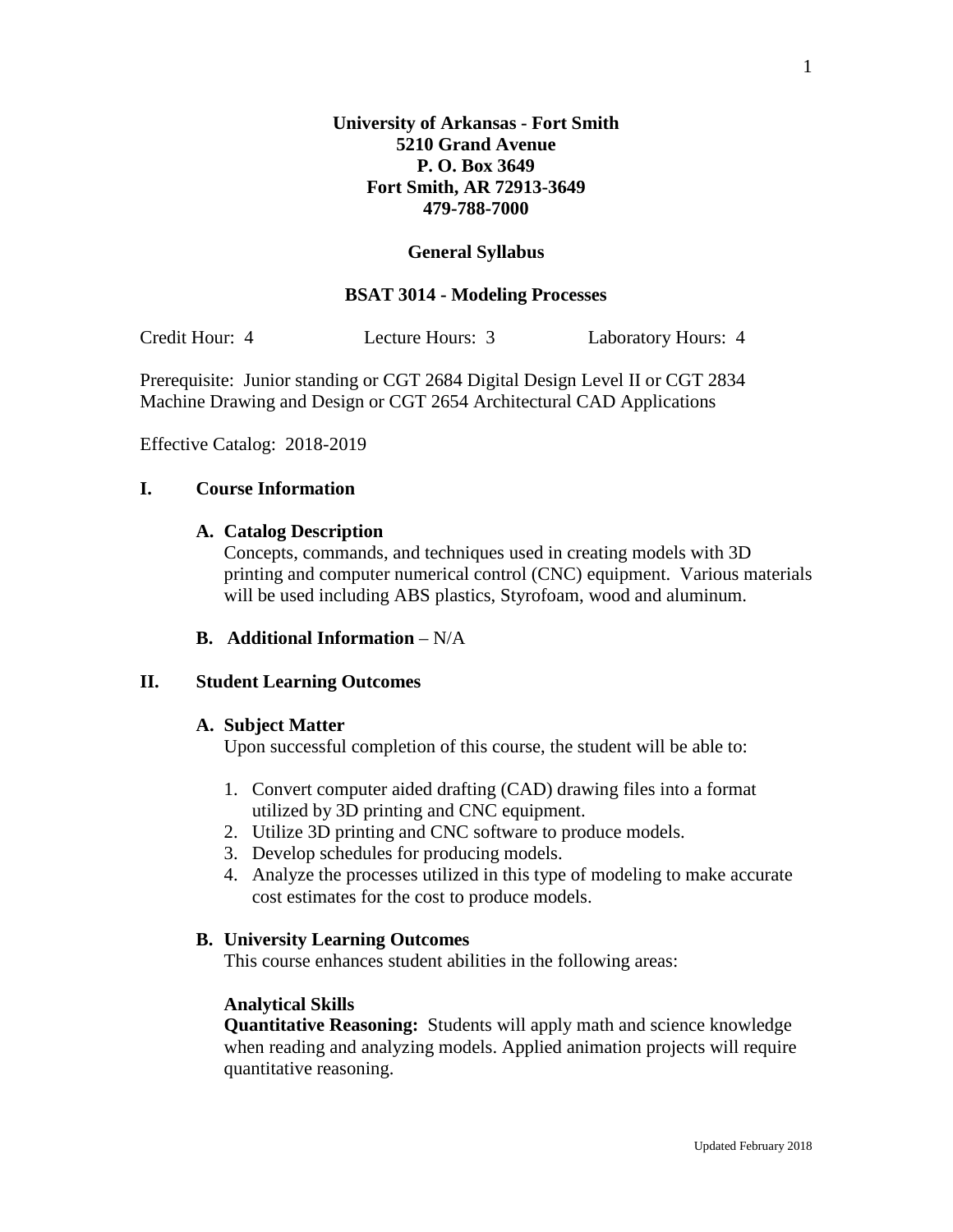**University of Arkansas - Fort Smith**
**5210 Grand Avenue**
**P. O. Box 3649**
**Fort Smith, AR 72913-3649**
**479-788-7000**

## General Syllabus

## BSAT 3014 - Modeling Processes

Credit Hour: 4 Lecture Hours: 3 Laboratory Hours: 4

Prerequisite: Junior standing or CGT 2684 Digital Design Level II or CGT 2834 Machine Drawing and Design or CGT 2654 Architectural CAD Applications

Effective Catalog: 2018-2019

## I. Course Information

### A. Catalog Description

Concepts, commands, and techniques used in creating models with 3D printing and computer numerical control (CNC) equipment. Various materials will be used including ABS plastics, Styrofoam, wood and aluminum.

### B. Additional Information – N/A

## II. Student Learning Outcomes

### A. Subject Matter

Upon successful completion of this course, the student will be able to:

1. Convert computer aided drafting (CAD) drawing files into a format utilized by 3D printing and CNC equipment.
2. Utilize 3D printing and CNC software to produce models.
3. Develop schedules for producing models.
4. Analyze the processes utilized in this type of modeling to make accurate cost estimates for the cost to produce models.

### B. University Learning Outcomes

This course enhances student abilities in the following areas:

**Analytical Skills**

**Quantitative Reasoning:** Students will apply math and science knowledge when reading and analyzing models. Applied animation projects will require quantitative reasoning.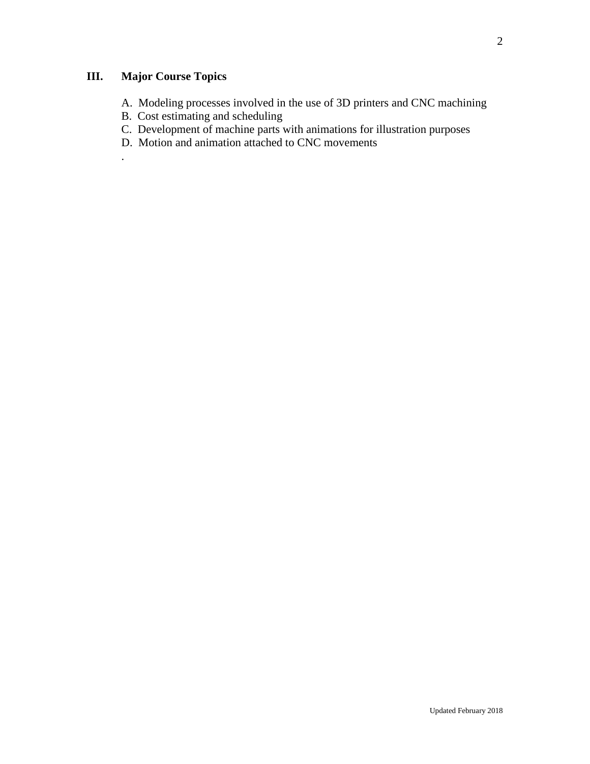## III. Major Course Topics

A. Modeling processes involved in the use of 3D printers and CNC machining
B. Cost estimating and scheduling
C. Development of machine parts with animations for illustration purposes
D. Motion and animation attached to CNC movements

.